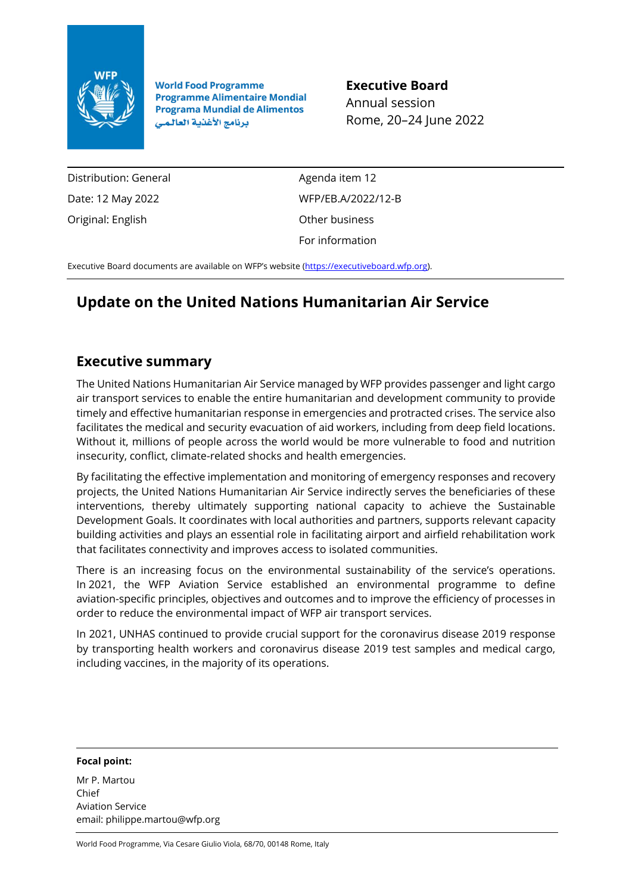World Food Programme
Programme Alimentaire Mondial
Programa Mundial de Alimentos
برنامج الأغذية العالمي

**Executive Board**
Annual session
Rome, 20–24 June 2022

| | |
|---|---|
| Distribution: General | Agenda item 12 |
| Date: 12 May 2022 | WFP/EB.A/2022/12-B |
| Original: English | Other business |
| | For information |

Executive Board documents are available on WFP's website (https://executiveboard.wfp.org).

# Update on the United Nations Humanitarian Air Service

## Executive summary

The United Nations Humanitarian Air Service managed by WFP provides passenger and light cargo air transport services to enable the entire humanitarian and development community to provide timely and effective humanitarian response in emergencies and protracted crises. The service also facilitates the medical and security evacuation of aid workers, including from deep field locations. Without it, millions of people across the world would be more vulnerable to food and nutrition insecurity, conflict, climate-related shocks and health emergencies.

By facilitating the effective implementation and monitoring of emergency responses and recovery projects, the United Nations Humanitarian Air Service indirectly serves the beneficiaries of these interventions, thereby ultimately supporting national capacity to achieve the Sustainable Development Goals. It coordinates with local authorities and partners, supports relevant capacity building activities and plays an essential role in facilitating airport and airfield rehabilitation work that facilitates connectivity and improves access to isolated communities.

There is an increasing focus on the environmental sustainability of the service's operations. In 2021, the WFP Aviation Service established an environmental programme to define aviation-specific principles, objectives and outcomes and to improve the efficiency of processes in order to reduce the environmental impact of WFP air transport services.

In 2021, UNHAS continued to provide crucial support for the coronavirus disease 2019 response by transporting health workers and coronavirus disease 2019 test samples and medical cargo, including vaccines, in the majority of its operations.

**Focal point:**

Mr P. Martou
Chief
Aviation Service
email: philippe.martou@wfp.org

World Food Programme, Via Cesare Giulio Viola, 68/70, 00148 Rome, Italy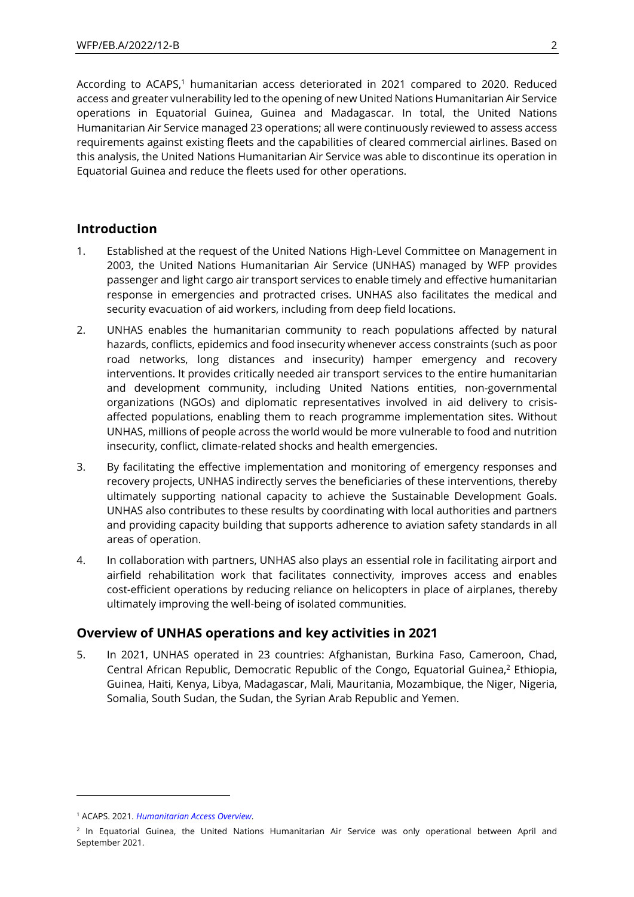According to ACAPS,[1] humanitarian access deteriorated in 2021 compared to 2020. Reduced access and greater vulnerability led to the opening of new United Nations Humanitarian Air Service operations in Equatorial Guinea, Guinea and Madagascar. In total, the United Nations Humanitarian Air Service managed 23 operations; all were continuously reviewed to assess access requirements against existing fleets and the capabilities of cleared commercial airlines. Based on this analysis, the United Nations Humanitarian Air Service was able to discontinue its operation in Equatorial Guinea and reduce the fleets used for other operations.

## Introduction

1. Established at the request of the United Nations High-Level Committee on Management in 2003, the United Nations Humanitarian Air Service (UNHAS) managed by WFP provides passenger and light cargo air transport services to enable timely and effective humanitarian response in emergencies and protracted crises. UNHAS also facilitates the medical and security evacuation of aid workers, including from deep field locations.

2. UNHAS enables the humanitarian community to reach populations affected by natural hazards, conflicts, epidemics and food insecurity whenever access constraints (such as poor road networks, long distances and insecurity) hamper emergency and recovery interventions. It provides critically needed air transport services to the entire humanitarian and development community, including United Nations entities, non-governmental organizations (NGOs) and diplomatic representatives involved in aid delivery to crisis-affected populations, enabling them to reach programme implementation sites. Without UNHAS, millions of people across the world would be more vulnerable to food and nutrition insecurity, conflict, climate-related shocks and health emergencies.

3. By facilitating the effective implementation and monitoring of emergency responses and recovery projects, UNHAS indirectly serves the beneficiaries of these interventions, thereby ultimately supporting national capacity to achieve the Sustainable Development Goals. UNHAS also contributes to these results by coordinating with local authorities and partners and providing capacity building that supports adherence to aviation safety standards in all areas of operation.

4. In collaboration with partners, UNHAS also plays an essential role in facilitating airport and airfield rehabilitation work that facilitates connectivity, improves access and enables cost-efficient operations by reducing reliance on helicopters in place of airplanes, thereby ultimately improving the well-being of isolated communities.

## Overview of UNHAS operations and key activities in 2021

5. In 2021, UNHAS operated in 23 countries: Afghanistan, Burkina Faso, Cameroon, Chad, Central African Republic, Democratic Republic of the Congo, Equatorial Guinea,[2] Ethiopia, Guinea, Haiti, Kenya, Libya, Madagascar, Mali, Mauritania, Mozambique, the Niger, Nigeria, Somalia, South Sudan, the Sudan, the Syrian Arab Republic and Yemen.

---

[1] ACAPS. 2021. *Humanitarian Access Overview*.

[2] In Equatorial Guinea, the United Nations Humanitarian Air Service was only operational between April and September 2021.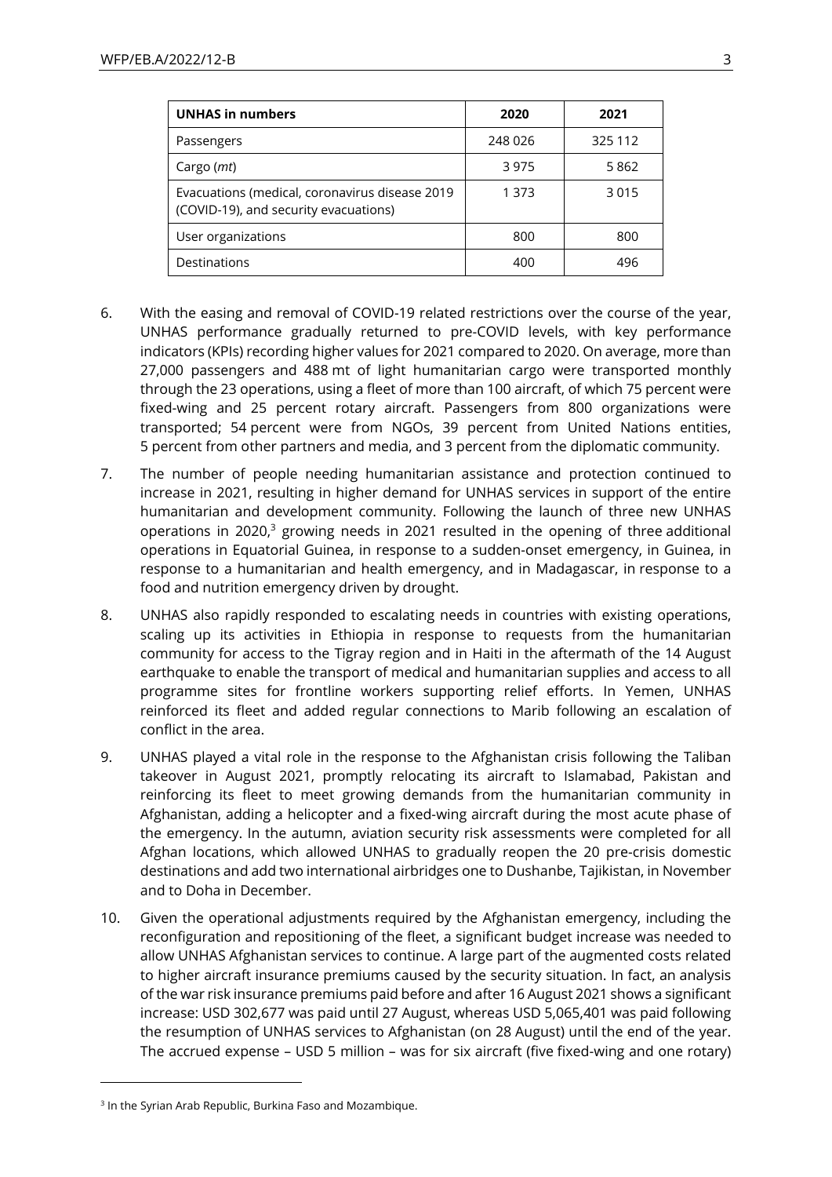| UNHAS in numbers | 2020 | 2021 |
|---|---|---|
| Passengers | 248 026 | 325 112 |
| Cargo (*mt*) | 3 975 | 5 862 |
| Evacuations (medical, coronavirus disease 2019 (COVID-19), and security evacuations) | 1 373 | 3 015 |
| User organizations | 800 | 800 |
| Destinations | 400 | 496 |

6. With the easing and removal of COVID-19 related restrictions over the course of the year, UNHAS performance gradually returned to pre-COVID levels, with key performance indicators (KPIs) recording higher values for 2021 compared to 2020. On average, more than 27,000 passengers and 488 mt of light humanitarian cargo were transported monthly through the 23 operations, using a fleet of more than 100 aircraft, of which 75 percent were fixed-wing and 25 percent rotary aircraft. Passengers from 800 organizations were transported; 54 percent were from NGOs, 39 percent from United Nations entities, 5 percent from other partners and media, and 3 percent from the diplomatic community.

7. The number of people needing humanitarian assistance and protection continued to increase in 2021, resulting in higher demand for UNHAS services in support of the entire humanitarian and development community. Following the launch of three new UNHAS operations in 2020,[3] growing needs in 2021 resulted in the opening of three additional operations in Equatorial Guinea, in response to a sudden-onset emergency, in Guinea, in response to a humanitarian and health emergency, and in Madagascar, in response to a food and nutrition emergency driven by drought.

8. UNHAS also rapidly responded to escalating needs in countries with existing operations, scaling up its activities in Ethiopia in response to requests from the humanitarian community for access to the Tigray region and in Haiti in the aftermath of the 14 August earthquake to enable the transport of medical and humanitarian supplies and access to all programme sites for frontline workers supporting relief efforts. In Yemen, UNHAS reinforced its fleet and added regular connections to Marib following an escalation of conflict in the area.

9. UNHAS played a vital role in the response to the Afghanistan crisis following the Taliban takeover in August 2021, promptly relocating its aircraft to Islamabad, Pakistan and reinforcing its fleet to meet growing demands from the humanitarian community in Afghanistan, adding a helicopter and a fixed-wing aircraft during the most acute phase of the emergency. In the autumn, aviation security risk assessments were completed for all Afghan locations, which allowed UNHAS to gradually reopen the 20 pre-crisis domestic destinations and add two international airbridges one to Dushanbe, Tajikistan, in November and to Doha in December.

10. Given the operational adjustments required by the Afghanistan emergency, including the reconfiguration and repositioning of the fleet, a significant budget increase was needed to allow UNHAS Afghanistan services to continue. A large part of the augmented costs related to higher aircraft insurance premiums caused by the security situation. In fact, an analysis of the war risk insurance premiums paid before and after 16 August 2021 shows a significant increase: USD 302,677 was paid until 27 August, whereas USD 5,065,401 was paid following the resumption of UNHAS services to Afghanistan (on 28 August) until the end of the year. The accrued expense – USD 5 million – was for six aircraft (five fixed-wing and one rotary)

[3] In the Syrian Arab Republic, Burkina Faso and Mozambique.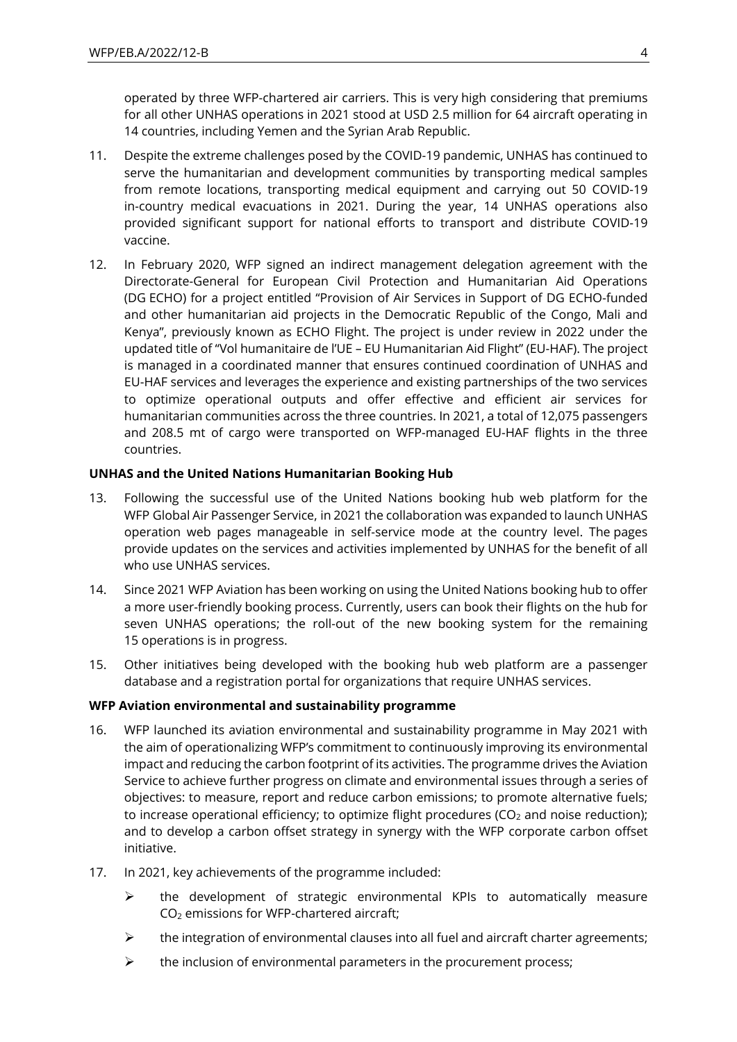operated by three WFP-chartered air carriers. This is very high considering that premiums for all other UNHAS operations in 2021 stood at USD 2.5 million for 64 aircraft operating in 14 countries, including Yemen and the Syrian Arab Republic.

11. Despite the extreme challenges posed by the COVID-19 pandemic, UNHAS has continued to serve the humanitarian and development communities by transporting medical samples from remote locations, transporting medical equipment and carrying out 50 COVID-19 in-country medical evacuations in 2021. During the year, 14 UNHAS operations also provided significant support for national efforts to transport and distribute COVID-19 vaccine.

12. In February 2020, WFP signed an indirect management delegation agreement with the Directorate-General for European Civil Protection and Humanitarian Aid Operations (DG ECHO) for a project entitled "Provision of Air Services in Support of DG ECHO-funded and other humanitarian aid projects in the Democratic Republic of the Congo, Mali and Kenya", previously known as ECHO Flight. The project is under review in 2022 under the updated title of "Vol humanitaire de l'UE – EU Humanitarian Aid Flight" (EU-HAF). The project is managed in a coordinated manner that ensures continued coordination of UNHAS and EU-HAF services and leverages the experience and existing partnerships of the two services to optimize operational outputs and offer effective and efficient air services for humanitarian communities across the three countries. In 2021, a total of 12,075 passengers and 208.5 mt of cargo were transported on WFP-managed EU-HAF flights in the three countries.

**UNHAS and the United Nations Humanitarian Booking Hub**

13. Following the successful use of the United Nations booking hub web platform for the WFP Global Air Passenger Service, in 2021 the collaboration was expanded to launch UNHAS operation web pages manageable in self-service mode at the country level. The pages provide updates on the services and activities implemented by UNHAS for the benefit of all who use UNHAS services.

14. Since 2021 WFP Aviation has been working on using the United Nations booking hub to offer a more user-friendly booking process. Currently, users can book their flights on the hub for seven UNHAS operations; the roll-out of the new booking system for the remaining 15 operations is in progress.

15. Other initiatives being developed with the booking hub web platform are a passenger database and a registration portal for organizations that require UNHAS services.

**WFP Aviation environmental and sustainability programme**

16. WFP launched its aviation environmental and sustainability programme in May 2021 with the aim of operationalizing WFP's commitment to continuously improving its environmental impact and reducing the carbon footprint of its activities. The programme drives the Aviation Service to achieve further progress on climate and environmental issues through a series of objectives: to measure, report and reduce carbon emissions; to promote alternative fuels; to increase operational efficiency; to optimize flight procedures ($CO_2$ and noise reduction); and to develop a carbon offset strategy in synergy with the WFP corporate carbon offset initiative.

17. In 2021, key achievements of the programme included:
    - the development of strategic environmental KPIs to automatically measure $CO_2$ emissions for WFP-chartered aircraft;
    - the integration of environmental clauses into all fuel and aircraft charter agreements;
    - the inclusion of environmental parameters in the procurement process;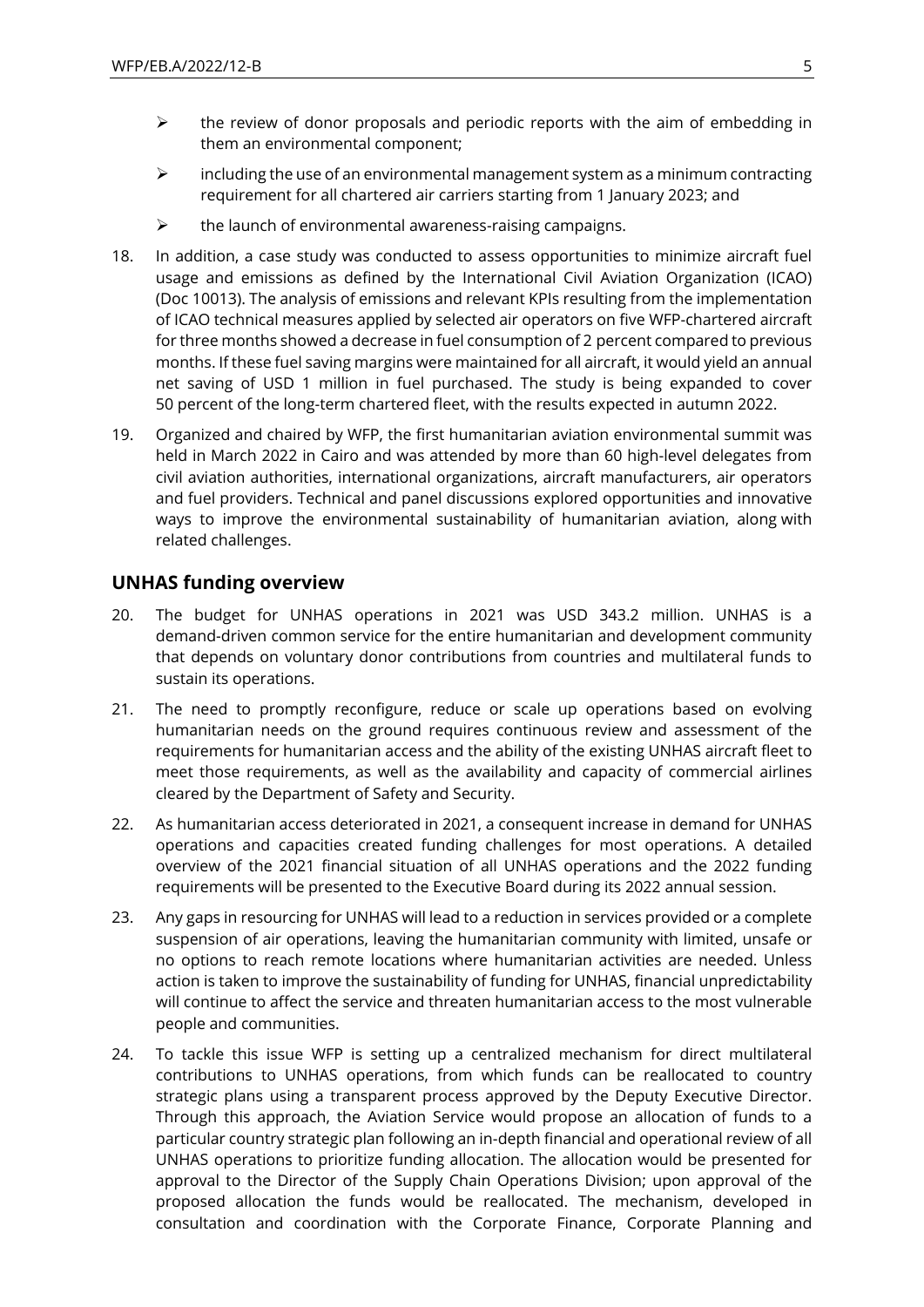- the review of donor proposals and periodic reports with the aim of embedding in them an environmental component;
- including the use of an environmental management system as a minimum contracting requirement for all chartered air carriers starting from 1 January 2023; and
- the launch of environmental awareness-raising campaigns.

18. In addition, a case study was conducted to assess opportunities to minimize aircraft fuel usage and emissions as defined by the International Civil Aviation Organization (ICAO) (Doc 10013). The analysis of emissions and relevant KPIs resulting from the implementation of ICAO technical measures applied by selected air operators on five WFP-chartered aircraft for three months showed a decrease in fuel consumption of 2 percent compared to previous months. If these fuel saving margins were maintained for all aircraft, it would yield an annual net saving of USD 1 million in fuel purchased. The study is being expanded to cover 50 percent of the long-term chartered fleet, with the results expected in autumn 2022.

19. Organized and chaired by WFP, the first humanitarian aviation environmental summit was held in March 2022 in Cairo and was attended by more than 60 high-level delegates from civil aviation authorities, international organizations, aircraft manufacturers, air operators and fuel providers. Technical and panel discussions explored opportunities and innovative ways to improve the environmental sustainability of humanitarian aviation, along with related challenges.

## UNHAS funding overview

20. The budget for UNHAS operations in 2021 was USD 343.2 million. UNHAS is a demand-driven common service for the entire humanitarian and development community that depends on voluntary donor contributions from countries and multilateral funds to sustain its operations.

21. The need to promptly reconfigure, reduce or scale up operations based on evolving humanitarian needs on the ground requires continuous review and assessment of the requirements for humanitarian access and the ability of the existing UNHAS aircraft fleet to meet those requirements, as well as the availability and capacity of commercial airlines cleared by the Department of Safety and Security.

22. As humanitarian access deteriorated in 2021, a consequent increase in demand for UNHAS operations and capacities created funding challenges for most operations. A detailed overview of the 2021 financial situation of all UNHAS operations and the 2022 funding requirements will be presented to the Executive Board during its 2022 annual session.

23. Any gaps in resourcing for UNHAS will lead to a reduction in services provided or a complete suspension of air operations, leaving the humanitarian community with limited, unsafe or no options to reach remote locations where humanitarian activities are needed. Unless action is taken to improve the sustainability of funding for UNHAS, financial unpredictability will continue to affect the service and threaten humanitarian access to the most vulnerable people and communities.

24. To tackle this issue WFP is setting up a centralized mechanism for direct multilateral contributions to UNHAS operations, from which funds can be reallocated to country strategic plans using a transparent process approved by the Deputy Executive Director. Through this approach, the Aviation Service would propose an allocation of funds to a particular country strategic plan following an in-depth financial and operational review of all UNHAS operations to prioritize funding allocation. The allocation would be presented for approval to the Director of the Supply Chain Operations Division; upon approval of the proposed allocation the funds would be reallocated. The mechanism, developed in consultation and coordination with the Corporate Finance, Corporate Planning and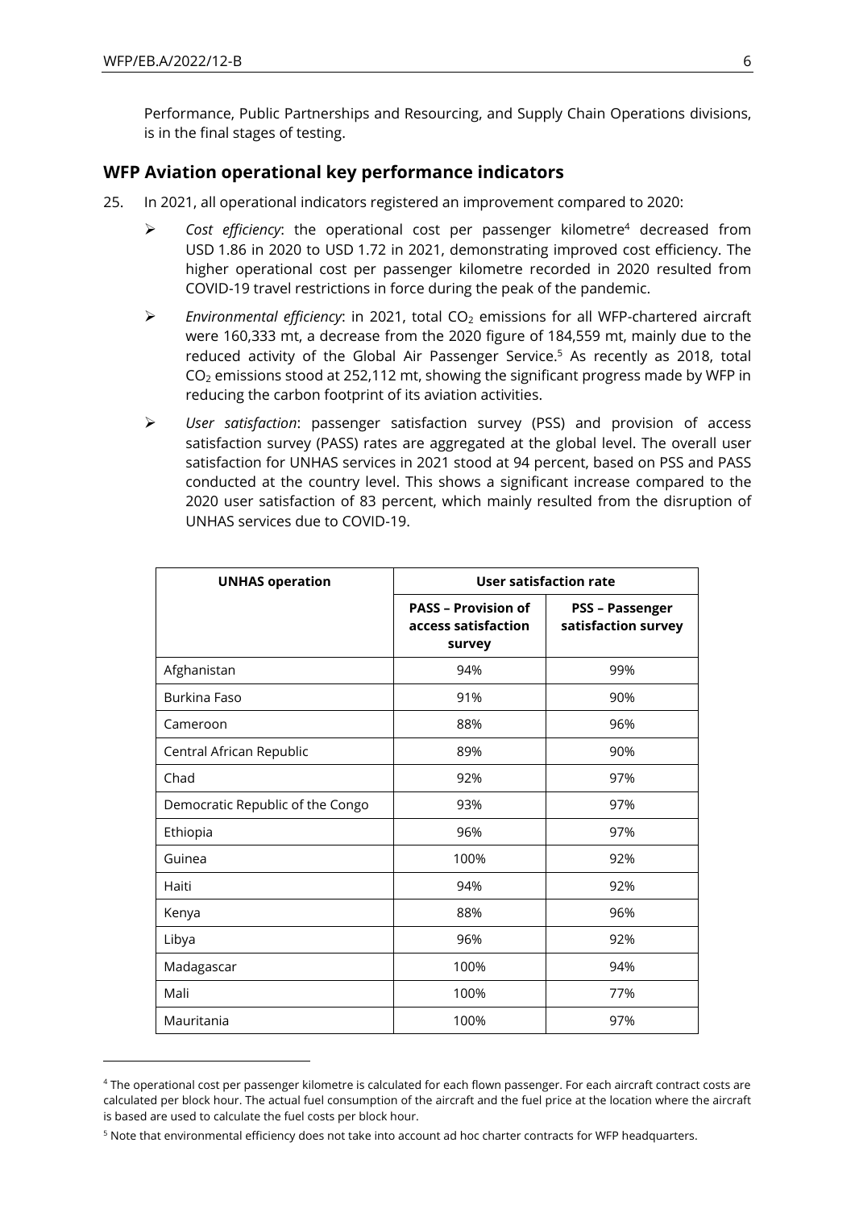Performance, Public Partnerships and Resourcing, and Supply Chain Operations divisions, is in the final stages of testing.

## WFP Aviation operational key performance indicators

25. In 2021, all operational indicators registered an improvement compared to 2020:

- *Cost efficiency*: the operational cost per passenger kilometre[4] decreased from USD 1.86 in 2020 to USD 1.72 in 2021, demonstrating improved cost efficiency. The higher operational cost per passenger kilometre recorded in 2020 resulted from COVID-19 travel restrictions in force during the peak of the pandemic.
- *Environmental efficiency*: in 2021, total $CO_2$ emissions for all WFP-chartered aircraft were 160,333 mt, a decrease from the 2020 figure of 184,559 mt, mainly due to the reduced activity of the Global Air Passenger Service.[5] As recently as 2018, total $CO_2$ emissions stood at 252,112 mt, showing the significant progress made by WFP in reducing the carbon footprint of its aviation activities.
- *User satisfaction*: passenger satisfaction survey (PSS) and provision of access satisfaction survey (PASS) rates are aggregated at the global level. The overall user satisfaction for UNHAS services in 2021 stood at 94 percent, based on PSS and PASS conducted at the country level. This shows a significant increase compared to the 2020 user satisfaction of 83 percent, which mainly resulted from the disruption of UNHAS services due to COVID-19.

| **UNHAS operation** | **User satisfaction rate** | |
|---|---|---|
| | **PASS – Provision of access satisfaction survey** | **PSS – Passenger satisfaction survey** |
| Afghanistan | 94% | 99% |
| Burkina Faso | 91% | 90% |
| Cameroon | 88% | 96% |
| Central African Republic | 89% | 90% |
| Chad | 92% | 97% |
| Democratic Republic of the Congo | 93% | 97% |
| Ethiopia | 96% | 97% |
| Guinea | 100% | 92% |
| Haiti | 94% | 92% |
| Kenya | 88% | 96% |
| Libya | 96% | 92% |
| Madagascar | 100% | 94% |
| Mali | 100% | 77% |
| Mauritania | 100% | 97% |

[4] The operational cost per passenger kilometre is calculated for each flown passenger. For each aircraft contract costs are calculated per block hour. The actual fuel consumption of the aircraft and the fuel price at the location where the aircraft is based are used to calculate the fuel costs per block hour.

[5] Note that environmental efficiency does not take into account ad hoc charter contracts for WFP headquarters.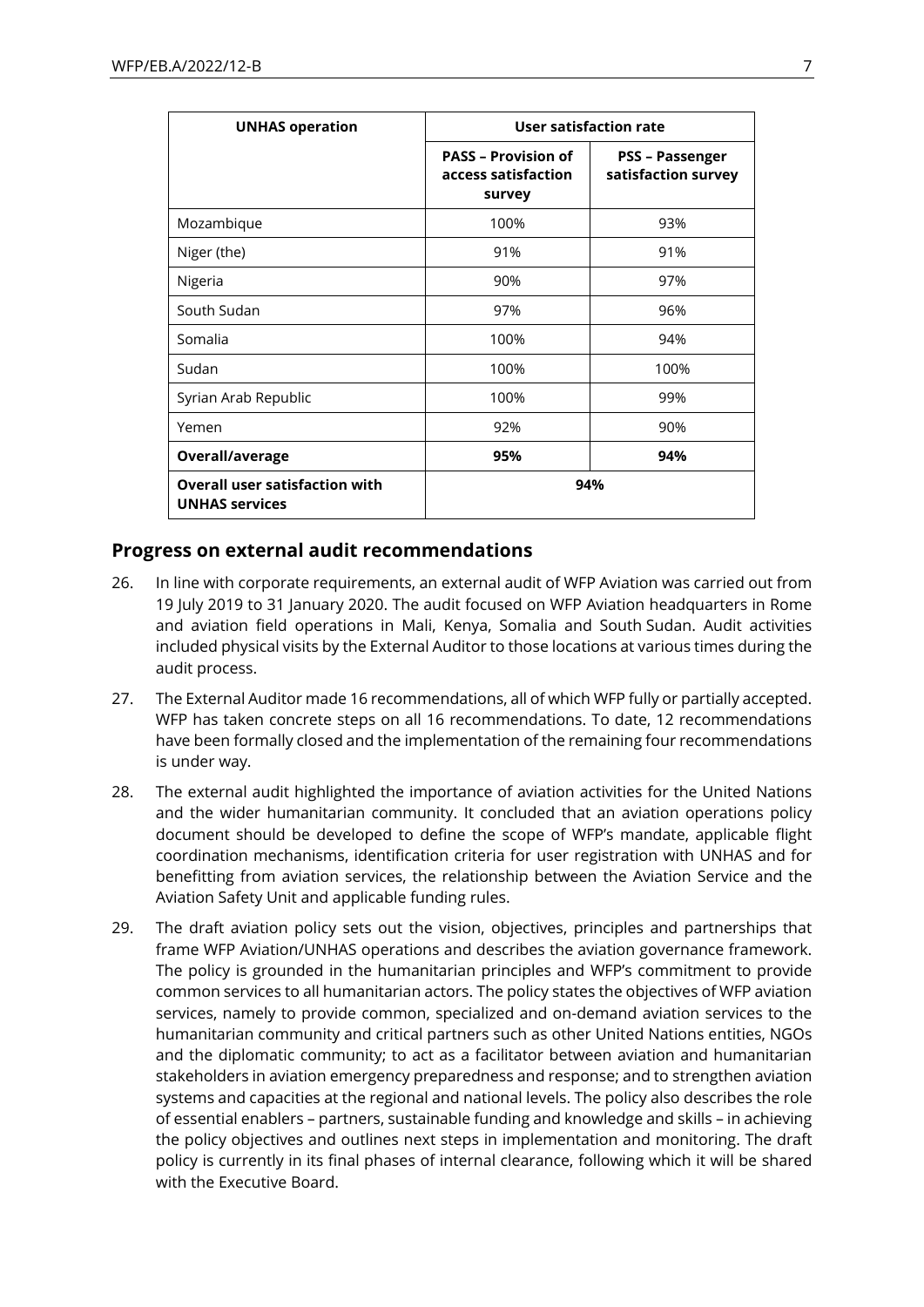| UNHAS operation | User satisfaction rate | |
|---|---|---|
| | PASS – Provision of access satisfaction survey | PSS – Passenger satisfaction survey |
| Mozambique | 100% | 93% |
| Niger (the) | 91% | 91% |
| Nigeria | 90% | 97% |
| South Sudan | 97% | 96% |
| Somalia | 100% | 94% |
| Sudan | 100% | 100% |
| Syrian Arab Republic | 100% | 99% |
| Yemen | 92% | 90% |
| **Overall/average** | **95%** | **94%** |
| **Overall user satisfaction with UNHAS services** | **94%** | |

## Progress on external audit recommendations

26. In line with corporate requirements, an external audit of WFP Aviation was carried out from 19 July 2019 to 31 January 2020. The audit focused on WFP Aviation headquarters in Rome and aviation field operations in Mali, Kenya, Somalia and South Sudan. Audit activities included physical visits by the External Auditor to those locations at various times during the audit process.

27. The External Auditor made 16 recommendations, all of which WFP fully or partially accepted. WFP has taken concrete steps on all 16 recommendations. To date, 12 recommendations have been formally closed and the implementation of the remaining four recommendations is under way.

28. The external audit highlighted the importance of aviation activities for the United Nations and the wider humanitarian community. It concluded that an aviation operations policy document should be developed to define the scope of WFP's mandate, applicable flight coordination mechanisms, identification criteria for user registration with UNHAS and for benefitting from aviation services, the relationship between the Aviation Service and the Aviation Safety Unit and applicable funding rules.

29. The draft aviation policy sets out the vision, objectives, principles and partnerships that frame WFP Aviation/UNHAS operations and describes the aviation governance framework. The policy is grounded in the humanitarian principles and WFP's commitment to provide common services to all humanitarian actors. The policy states the objectives of WFP aviation services, namely to provide common, specialized and on-demand aviation services to the humanitarian community and critical partners such as other United Nations entities, NGOs and the diplomatic community; to act as a facilitator between aviation and humanitarian stakeholders in aviation emergency preparedness and response; and to strengthen aviation systems and capacities at the regional and national levels. The policy also describes the role of essential enablers – partners, sustainable funding and knowledge and skills – in achieving the policy objectives and outlines next steps in implementation and monitoring. The draft policy is currently in its final phases of internal clearance, following which it will be shared with the Executive Board.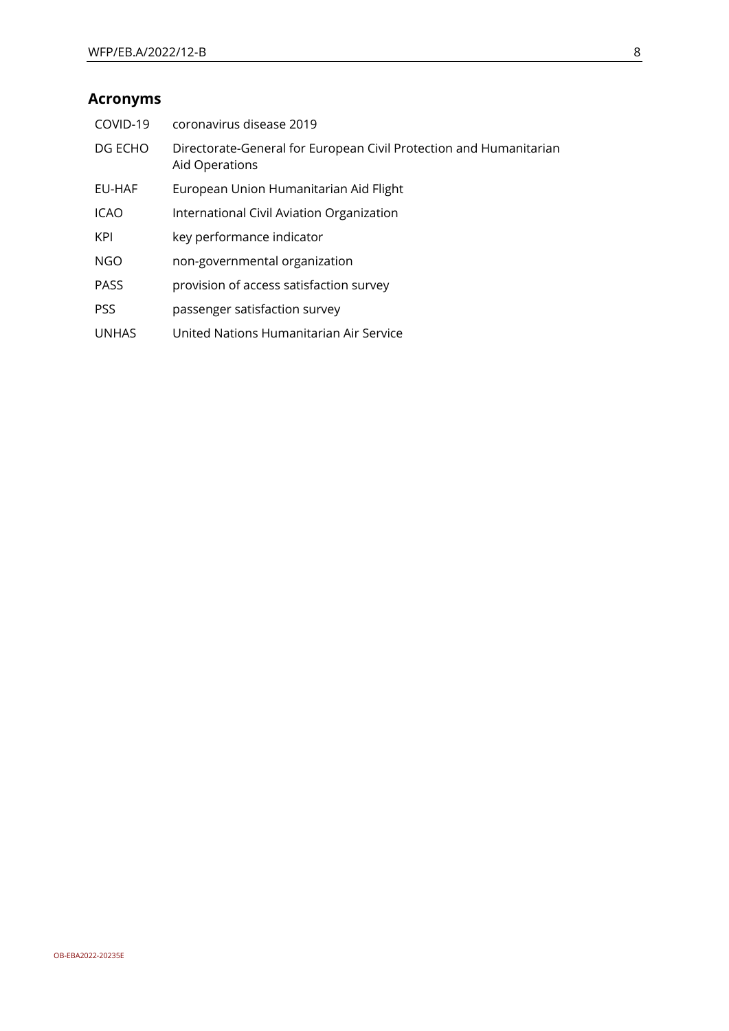## Acronyms

| | |
|---|---|
| COVID-19 | coronavirus disease 2019 |
| DG ECHO | Directorate-General for European Civil Protection and Humanitarian Aid Operations |
| EU-HAF | European Union Humanitarian Aid Flight |
| ICAO | International Civil Aviation Organization |
| KPI | key performance indicator |
| NGO | non-governmental organization |
| PASS | provision of access satisfaction survey |
| PSS | passenger satisfaction survey |
| UNHAS | United Nations Humanitarian Air Service |

OB-EBA2022-20235E